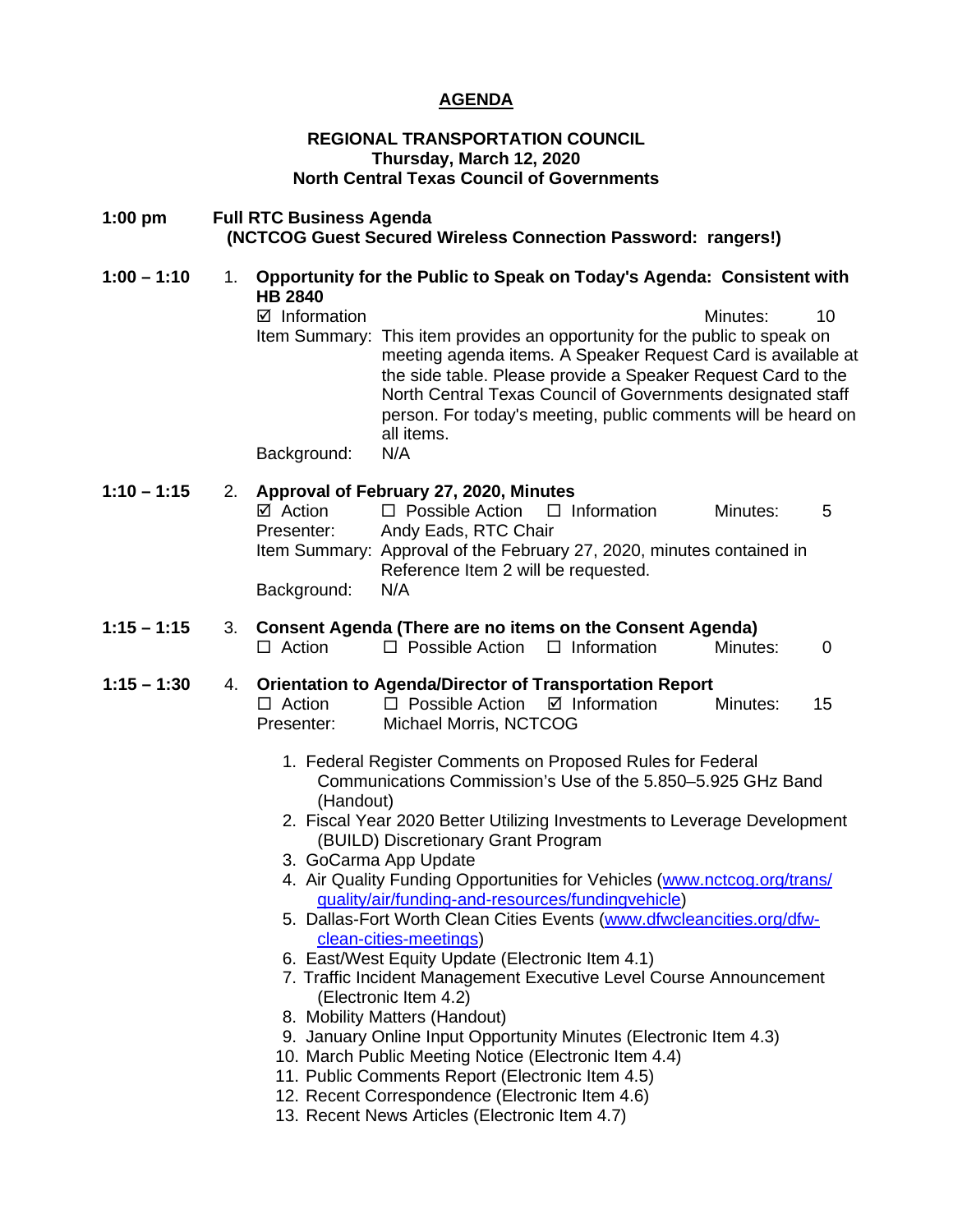# AGENDA

**REGIONAL TRANSPORTATION COUNCIL**
**Thursday, March 12, 2020**
**North Central Texas Council of Governments**

**1:00 pm** **Full RTC Business Agenda**
**(NCTCOG Guest Secured Wireless Connection Password: rangers!)**

**1:00 – 1:10** 1. **Opportunity for the Public to Speak on Today's Agenda: Consistent with HB 2840**

☑ Information Minutes: 10

Item Summary: This item provides an opportunity for the public to speak on meeting agenda items. A Speaker Request Card is available at the side table. Please provide a Speaker Request Card to the North Central Texas Council of Governments designated staff person. For today's meeting, public comments will be heard on all items.

Background: N/A

**1:10 – 1:15** 2. **Approval of February 27, 2020, Minutes**

☑ Action ☐ Possible Action ☐ Information Minutes: 5

Presenter: Andy Eads, RTC Chair

Item Summary: Approval of the February 27, 2020, minutes contained in Reference Item 2 will be requested.

Background: N/A

**1:15 – 1:15** 3. **Consent Agenda (There are no items on the Consent Agenda)**

☐ Action ☐ Possible Action ☐ Information Minutes: 0

**1:15 – 1:30** 4. **Orientation to Agenda/Director of Transportation Report**

☐ Action ☐ Possible Action ☑ Information Minutes: 15

Presenter: Michael Morris, NCTCOG

1. Federal Register Comments on Proposed Rules for Federal Communications Commission's Use of the 5.850–5.925 GHz Band (Handout)
2. Fiscal Year 2020 Better Utilizing Investments to Leverage Development (BUILD) Discretionary Grant Program
3. GoCarma App Update
4. Air Quality Funding Opportunities for Vehicles (www.nctcog.org/trans/quality/air/funding-and-resources/fundingvehicle)
5. Dallas-Fort Worth Clean Cities Events (www.dfwcleancities.org/dfw-clean-cities-meetings)
6. East/West Equity Update (Electronic Item 4.1)
7. Traffic Incident Management Executive Level Course Announcement (Electronic Item 4.2)
8. Mobility Matters (Handout)
9. January Online Input Opportunity Minutes (Electronic Item 4.3)
10. March Public Meeting Notice (Electronic Item 4.4)
11. Public Comments Report (Electronic Item 4.5)
12. Recent Correspondence (Electronic Item 4.6)
13. Recent News Articles (Electronic Item 4.7)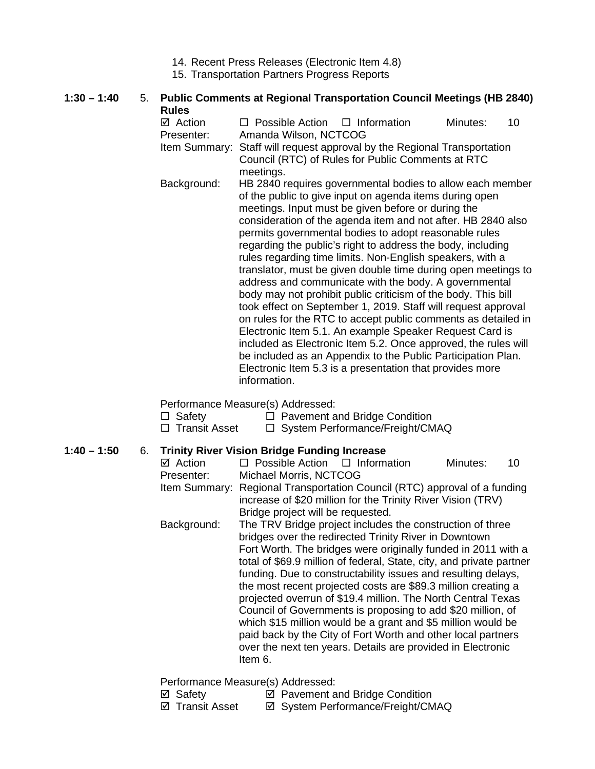14. Recent Press Releases (Electronic Item 4.8)
15. Transportation Partners Progress Reports

**1:30 – 1:40** 5. **Public Comments at Regional Transportation Council Meetings (HB 2840) Rules**

☑ Action ☐ Possible Action ☐ Information Minutes: 10

Presenter: Amanda Wilson, NCTCOG

Item Summary: Staff will request approval by the Regional Transportation Council (RTC) of Rules for Public Comments at RTC meetings.

Background: HB 2840 requires governmental bodies to allow each member of the public to give input on agenda items during open meetings. Input must be given before or during the consideration of the agenda item and not after. HB 2840 also permits governmental bodies to adopt reasonable rules regarding the public's right to address the body, including rules regarding time limits. Non-English speakers, with a translator, must be given double time during open meetings to address and communicate with the body. A governmental body may not prohibit public criticism of the body. This bill took effect on September 1, 2019. Staff will request approval on rules for the RTC to accept public comments as detailed in Electronic Item 5.1. An example Speaker Request Card is included as Electronic Item 5.2. Once approved, the rules will be included as an Appendix to the Public Participation Plan. Electronic Item 5.3 is a presentation that provides more information.

Performance Measure(s) Addressed:

☐ Safety ☐ Pavement and Bridge Condition
☐ Transit Asset ☐ System Performance/Freight/CMAQ

**1:40 – 1:50** 6. **Trinity River Vision Bridge Funding Increase**

☑ Action ☐ Possible Action ☐ Information Minutes: 10

Presenter: Michael Morris, NCTCOG

Item Summary: Regional Transportation Council (RTC) approval of a funding increase of $20 million for the Trinity River Vision (TRV) Bridge project will be requested.

Background: The TRV Bridge project includes the construction of three bridges over the redirected Trinity River in Downtown Fort Worth. The bridges were originally funded in 2011 with a total of $69.9 million of federal, State, city, and private partner funding. Due to constructability issues and resulting delays, the most recent projected costs are $89.3 million creating a projected overrun of $19.4 million. The North Central Texas Council of Governments is proposing to add $20 million, of which $15 million would be a grant and $5 million would be paid back by the City of Fort Worth and other local partners over the next ten years. Details are provided in Electronic Item 6.

Performance Measure(s) Addressed:

☑ Safety ☑ Pavement and Bridge Condition
☑ Transit Asset ☑ System Performance/Freight/CMAQ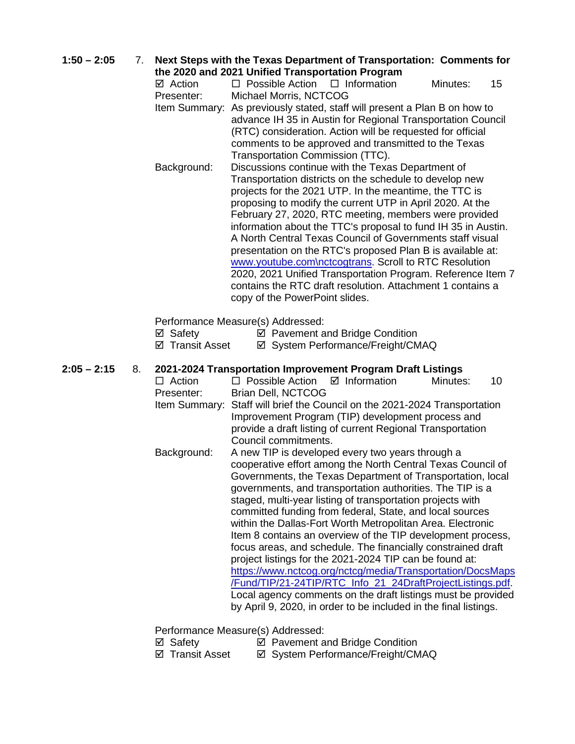**1:50 – 2:05** 7. **Next Steps with the Texas Department of Transportation: Comments for the 2020 and 2021 Unified Transportation Program**

☑ Action ☐ Possible Action ☐ Information Minutes: 15

Presenter: Michael Morris, NCTCOG

Item Summary: As previously stated, staff will present a Plan B on how to advance IH 35 in Austin for Regional Transportation Council (RTC) consideration. Action will be requested for official comments to be approved and transmitted to the Texas Transportation Commission (TTC).

Background: Discussions continue with the Texas Department of Transportation districts on the schedule to develop new projects for the 2021 UTP. In the meantime, the TTC is proposing to modify the current UTP in April 2020. At the February 27, 2020, RTC meeting, members were provided information about the TTC's proposal to fund IH 35 in Austin. A North Central Texas Council of Governments staff visual presentation on the RTC's proposed Plan B is available at: [www.youtube.com\nctcogtrans](www.youtube.com\nctcogtrans). Scroll to RTC Resolution 2020, 2021 Unified Transportation Program. Reference Item 7 contains the RTC draft resolution. Attachment 1 contains a copy of the PowerPoint slides.

Performance Measure(s) Addressed:

☑ Safety ☑ Pavement and Bridge Condition
☑ Transit Asset ☑ System Performance/Freight/CMAQ

**2:05 – 2:15** 8. **2021-2024 Transportation Improvement Program Draft Listings**

☐ Action ☐ Possible Action ☑ Information Minutes: 10

Presenter: Brian Dell, NCTCOG

Item Summary: Staff will brief the Council on the 2021-2024 Transportation Improvement Program (TIP) development process and provide a draft listing of current Regional Transportation Council commitments.

Background: A new TIP is developed every two years through a cooperative effort among the North Central Texas Council of Governments, the Texas Department of Transportation, local governments, and transportation authorities. The TIP is a staged, multi-year listing of transportation projects with committed funding from federal, State, and local sources within the Dallas-Fort Worth Metropolitan Area. Electronic Item 8 contains an overview of the TIP development process, focus areas, and schedule. The financially constrained draft project listings for the 2021-2024 TIP can be found at: [https://www.nctcog.org/nctcg/media/Transportation/DocsMaps/Fund/TIP/21-24TIP/RTC_Info_21_24DraftProjectListings.pdf](https://www.nctcog.org/nctcg/media/Transportation/DocsMaps/Fund/TIP/21-24TIP/RTC_Info_21_24DraftProjectListings.pdf). Local agency comments on the draft listings must be provided by April 9, 2020, in order to be included in the final listings.

Performance Measure(s) Addressed:

☑ Safety ☑ Pavement and Bridge Condition
☑ Transit Asset ☑ System Performance/Freight/CMAQ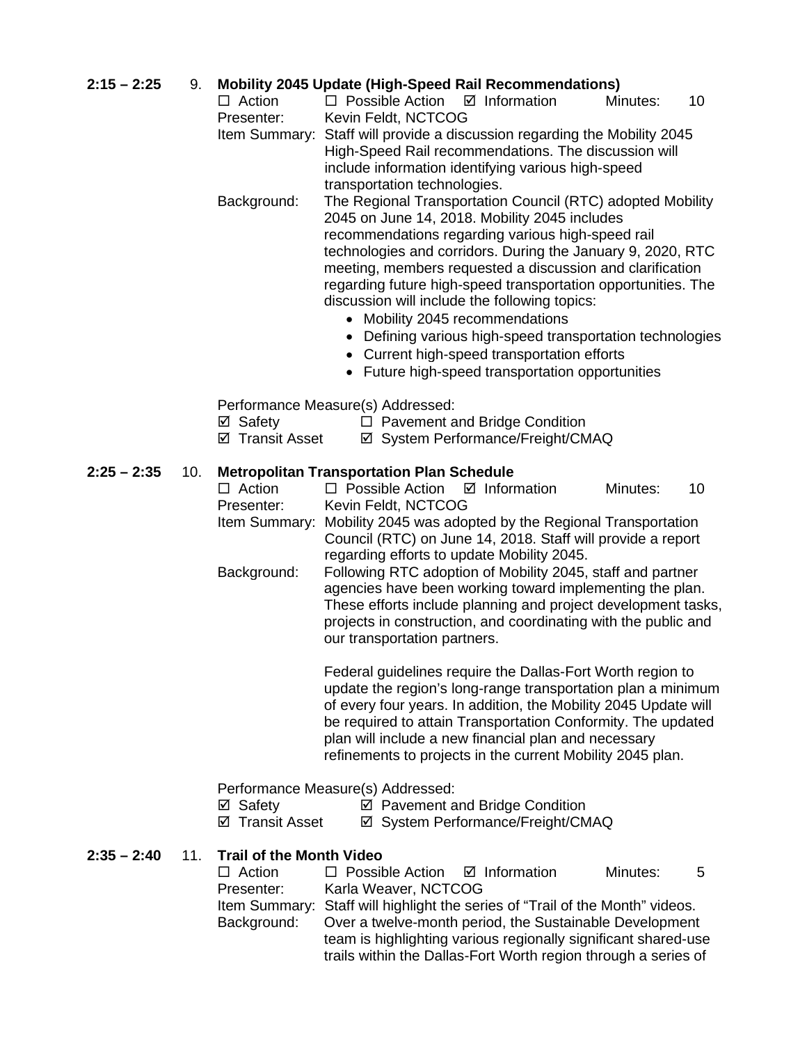**2:15 – 2:25** 9. **Mobility 2045 Update (High-Speed Rail Recommendations)**

☐ Action ☐ Possible Action ☑ Information Minutes: 10

Presenter: Kevin Feldt, NCTCOG

Item Summary: Staff will provide a discussion regarding the Mobility 2045 High-Speed Rail recommendations. The discussion will include information identifying various high-speed transportation technologies.

Background: The Regional Transportation Council (RTC) adopted Mobility 2045 on June 14, 2018. Mobility 2045 includes recommendations regarding various high-speed rail technologies and corridors. During the January 9, 2020, RTC meeting, members requested a discussion and clarification regarding future high-speed transportation opportunities. The discussion will include the following topics:

- Mobility 2045 recommendations
- Defining various high-speed transportation technologies
- Current high-speed transportation efforts
- Future high-speed transportation opportunities

Performance Measure(s) Addressed:

☑ Safety ☐ Pavement and Bridge Condition

☑ Transit Asset ☑ System Performance/Freight/CMAQ

**2:25 – 2:35** 10. **Metropolitan Transportation Plan Schedule**

☐ Action ☐ Possible Action ☑ Information Minutes: 10

Presenter: Kevin Feldt, NCTCOG

Item Summary: Mobility 2045 was adopted by the Regional Transportation Council (RTC) on June 14, 2018. Staff will provide a report regarding efforts to update Mobility 2045.

Background: Following RTC adoption of Mobility 2045, staff and partner agencies have been working toward implementing the plan. These efforts include planning and project development tasks, projects in construction, and coordinating with the public and our transportation partners.

Federal guidelines require the Dallas-Fort Worth region to update the region's long-range transportation plan a minimum of every four years. In addition, the Mobility 2045 Update will be required to attain Transportation Conformity. The updated plan will include a new financial plan and necessary refinements to projects in the current Mobility 2045 plan.

Performance Measure(s) Addressed:

☑ Safety ☑ Pavement and Bridge Condition

☑ Transit Asset ☑ System Performance/Freight/CMAQ

**2:35 – 2:40** 11. **Trail of the Month Video**

☐ Action ☐ Possible Action ☑ Information Minutes: 5

Presenter: Karla Weaver, NCTCOG

Item Summary: Staff will highlight the series of "Trail of the Month" videos.

Background: Over a twelve-month period, the Sustainable Development team is highlighting various regionally significant shared-use trails within the Dallas-Fort Worth region through a series of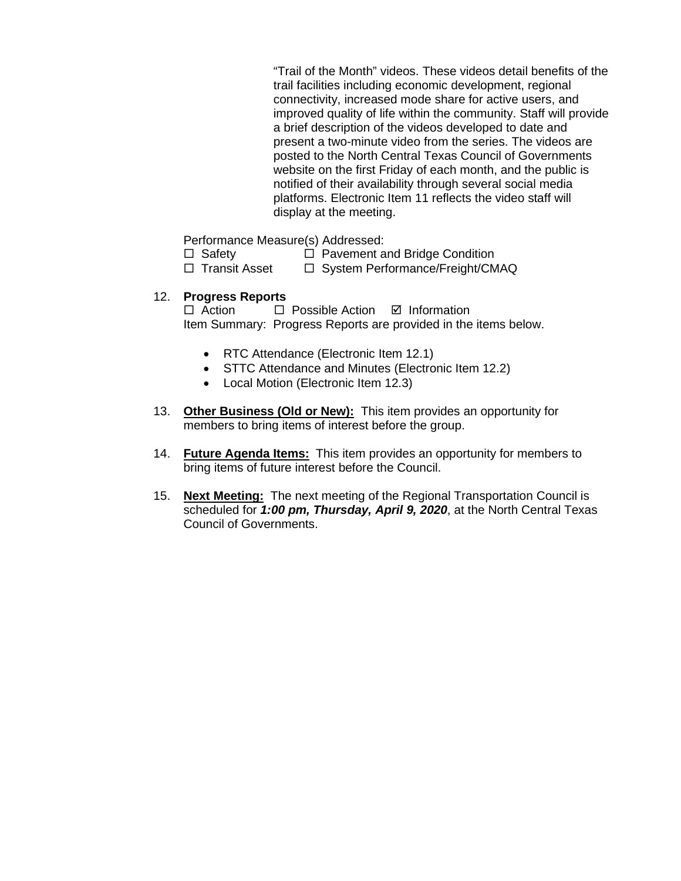"Trail of the Month" videos. These videos detail benefits of the trail facilities including economic development, regional connectivity, increased mode share for active users, and improved quality of life within the community. Staff will provide a brief description of the videos developed to date and present a two-minute video from the series. The videos are posted to the North Central Texas Council of Governments website on the first Friday of each month, and the public is notified of their availability through several social media platforms. Electronic Item 11 reflects the video staff will display at the meeting.

Performance Measure(s) Addressed:
☐ Safety ☐ Pavement and Bridge Condition
☐ Transit Asset ☐ System Performance/Freight/CMAQ

12. **Progress Reports**
☐ Action ☐ Possible Action ☑ Information
Item Summary: Progress Reports are provided in the items below.

- RTC Attendance (Electronic Item 12.1)
- STTC Attendance and Minutes (Electronic Item 12.2)
- Local Motion (Electronic Item 12.3)

13. **Other Business (Old or New):** This item provides an opportunity for members to bring items of interest before the group.

14. **Future Agenda Items:** This item provides an opportunity for members to bring items of future interest before the Council.

15. **Next Meeting:** The next meeting of the Regional Transportation Council is scheduled for ***1:00 pm, Thursday, April 9, 2020***, at the North Central Texas Council of Governments.